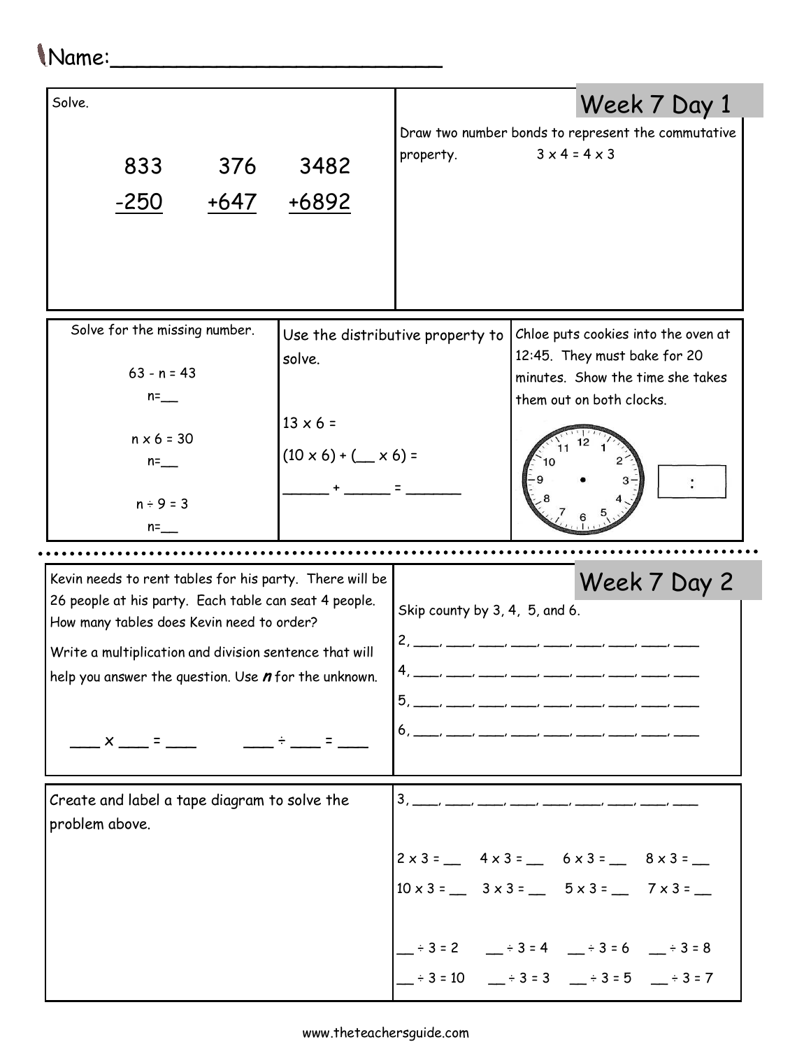Name:___________________________

## Week 7 Day 1

Solve.

```
  833      376     3482
 -250     +647    +6892
```

Draw two number bonds to represent the commutative property. $3 \times 4 = 4 \times 3$

Solve for the missing number.

$63 - n = 43$

n=__

$n \times 6 = 30$

n=__

$n \div 9 = 3$

n=__

Use the distributive property to solve.

$13 \times 6 =$

(10 x 6) + (__ x 6) =

______ + ______ = _______

Chloe puts cookies into the oven at 12:45. They must bake for 20 minutes. Show the time she takes them out on both clocks.

[Clock face: 12, 1, 2, 3, 4, 5, 6, 7, 8, 9, 10, 11] [ : ]

---

## Week 7 Day 2

Kevin needs to rent tables for his party. There will be 26 people at his party. Each table can seat 4 people. How many tables does Kevin need to order?

Write a multiplication and division sentence that will help you answer the question. Use ***n*** for the unknown.

____ x ____ = ____    ____ ÷ ____ = ____

Skip county by 3, 4, 5, and 6.

2, ____, ____, ____, ____, ____, ____, ____, ____, ____

4, ____, ____, ____, ____, ____, ____, ____, ____, ____

5, ____, ____, ____, ____, ____, ____, ____, ____, ____

6, ____, ____, ____, ____, ____, ____, ____, ____, ____

Create and label a tape diagram to solve the problem above.

3, ____, ____, ____, ____, ____, ____, ____, ____, ____

2 x 3 = __    4 x 3 = __    6 x 3 = __    8 x 3 = __

10 x 3 = __    3 x 3 = __    5 x 3 = __    7 x 3 = __

__ ÷ 3 = 2    __ ÷ 3 = 4    __ ÷ 3 = 6    __ ÷ 3 = 8

__ ÷ 3 = 10    __ ÷ 3 = 3    __ ÷ 3 = 5    __ ÷ 3 = 7

www.theteachersguide.com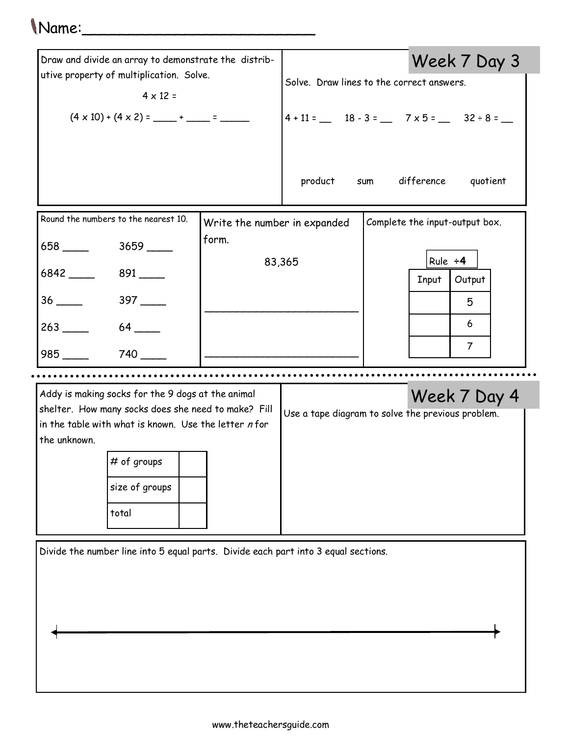Name:___________________________

## Week 7 Day 3

Draw and divide an array to demonstrate the distributive property of multiplication. Solve.

$4 \times 12 =$

$(4 \times 10) + (4 \times 2) =$ ____ + ____ = _____

Solve. Draw lines to the correct answers.

$4 + 11 =$ __ $18 - 3 =$ __ $7 \times 5 =$ __ $32 \div 8 =$ __

product sum difference quotient

Round the numbers to the nearest 10.

| | |
|---|---|
| 658 ____ | 3659 ____ |
| 6842 ____ | 891 ____ |
| 36 ____ | 397 ____ |
| 263 ____ | 64 ____ |
| 985 ____ | 740 ____ |

Write the number in expanded form.

83,365

_________________________

_________________________

Complete the input-output box.

Rule **÷4**

| Input | Output |
|---|---|
| | 5 |
| | 6 |
| | 7 |

## Week 7 Day 4

Addy is making socks for the 9 dogs at the animal shelter. How many socks does she need to make? Fill in the table with what is known. Use the letter *n* for the unknown.

| | |
|---|---|
| # of groups | |
| size of groups | |
| total | |

Use a tape diagram to solve the previous problem.

Divide the number line into 5 equal parts. Divide each part into 3 equal sections.

www.theteachersguide.com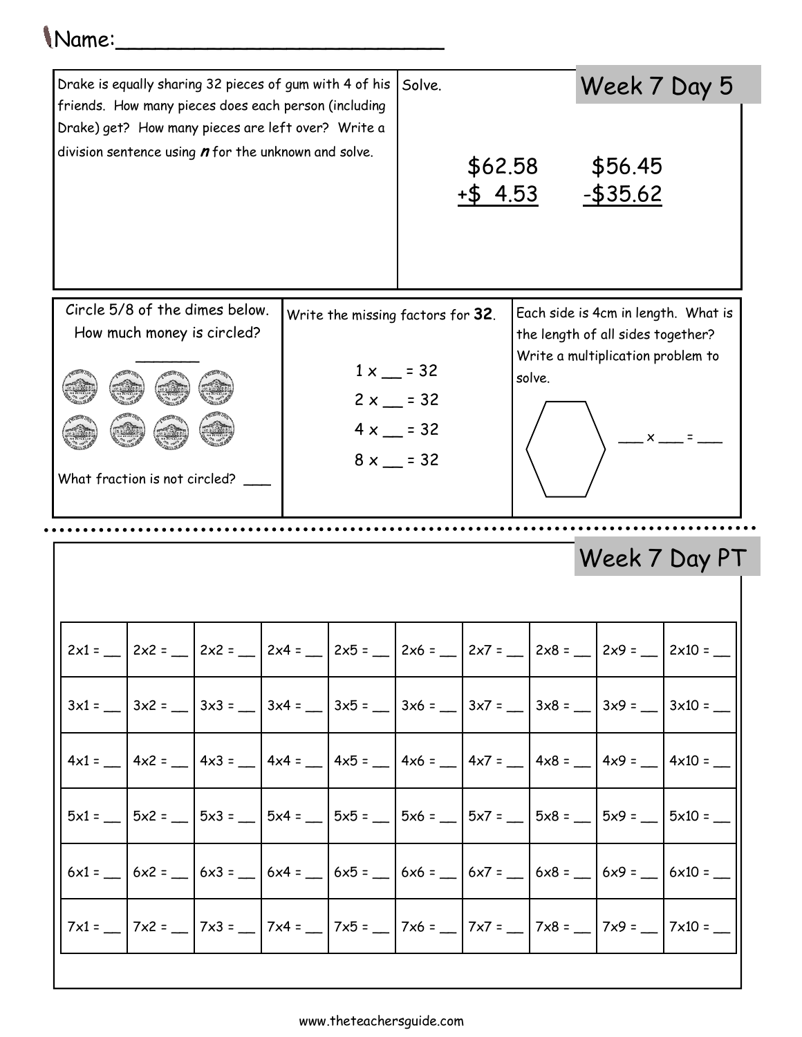Name:_________________________

## Week 7 Day 5

Drake is equally sharing 32 pieces of gum with 4 of his friends. How many pieces does each person (including Drake) get? How many pieces are left over? Write a division sentence using ***n*** for the unknown and solve.

Solve.

$$\begin{array}{r} \$62.58 \\ +\$\ \ 4.53 \\ \hline \end{array} \qquad \begin{array}{r} \$56.45 \\ -\$35.62 \\ \hline \end{array}$$

Circle 5/8 of the dimes below.
How much money is circled?
________

What fraction is not circled? ___

Write the missing factors for **32**.

1 x __ = 32

2 x __ = 32

4 x __ = 32

8 x __ = 32

Each side is 4cm in length. What is the length of all sides together? Write a multiplication problem to solve.

___ x ___ = ___

## Week 7 Day PT

| | | | | | | | | | |
|---|---|---|---|---|---|---|---|---|---|
| 2x1 = __ | 2x2 = __ | 2x2 = __ | 2x4 = __ | 2x5 = __ | 2x6 = __ | 2x7 = __ | 2x8 = __ | 2x9 = __ | 2x10 = __ |
| 3x1 = __ | 3x2 = __ | 3x3 = __ | 3x4 = __ | 3x5 = __ | 3x6 = __ | 3x7 = __ | 3x8 = __ | 3x9 = __ | 3x10 = __ |
| 4x1 = __ | 4x2 = __ | 4x3 = __ | 4x4 = __ | 4x5 = __ | 4x6 = __ | 4x7 = __ | 4x8 = __ | 4x9 = __ | 4x10 = __ |
| 5x1 = __ | 5x2 = __ | 5x3 = __ | 5x4 = __ | 5x5 = __ | 5x6 = __ | 5x7 = __ | 5x8 = __ | 5x9 = __ | 5x10 = __ |
| 6x1 = __ | 6x2 = __ | 6x3 = __ | 6x4 = __ | 6x5 = __ | 6x6 = __ | 6x7 = __ | 6x8 = __ | 6x9 = __ | 6x10 = __ |
| 7x1 = __ | 7x2 = __ | 7x3 = __ | 7x4 = __ | 7x5 = __ | 7x6 = __ | 7x7 = __ | 7x8 = __ | 7x9 = __ | 7x10 = __ |

www.theteachersguide.com